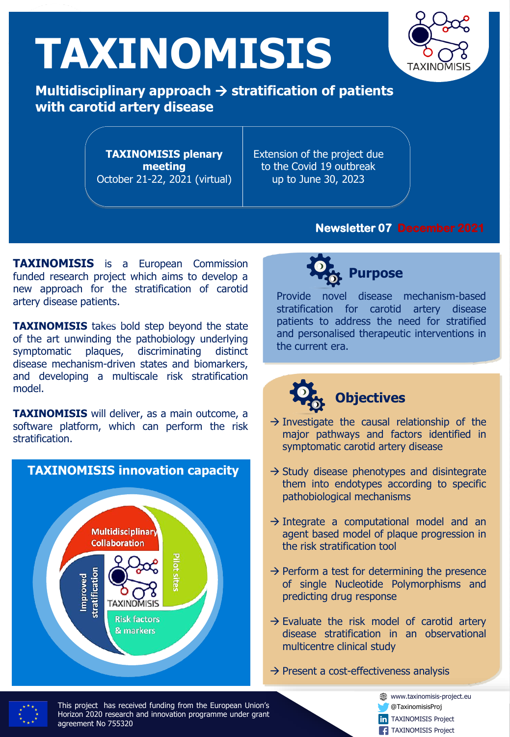# TAXINOMISIS

**Multidisciplinary approach → stratification of patients with carotid artery disease**

| **TAXINOMISIS plenary meeting** October 21-22, 2021 (virtual) | Extension of the project due to the Covid 19 outbreak up to June 30, 2023 |
|---|---|

**Newsletter 07 December 2021**

**TAXINOMISIS** is a European Commission funded research project which aims to develop a new approach for the stratification of carotid artery disease patients.

**TAXINOMISIS** takes bold step beyond the state of the art unwinding the pathobiology underlying symptomatic plaques, discriminating distinct disease mechanism-driven states and biomarkers, and developing a multiscale risk stratification model.

**TAXINOMISIS** will deliver, as a main outcome, a software platform, which can perform the risk stratification.

## TAXINOMISIS innovation capacity

- Multidisciplinary Collaboration
- Pilot sites
- Risk factors & markers
- Improved stratification

## Purpose

Provide novel disease mechanism-based stratification for carotid artery disease patients to address the need for stratified and personalised therapeutic interventions in the current era.

## Objectives

→ Investigate the causal relationship of the major pathways and factors identified in symptomatic carotid artery disease

→ Study disease phenotypes and disintegrate them into endotypes according to specific pathobiological mechanisms

→ Integrate a computational model and an agent based model of plaque progression in the risk stratification tool

→ Perform a test for determining the presence of single Nucleotide Polymorphisms and predicting drug response

→ Evaluate the risk model of carotid artery disease stratification in an observational multicentre clinical study

→ Present a cost-effectiveness analysis

This project has received funding from the European Union's Horizon 2020 research and innovation programme under grant agreement No 755320

www.taxinomisis-project.eu
@TaxinomisisProj
TAXINOMISIS Project
TAXINOMISIS Project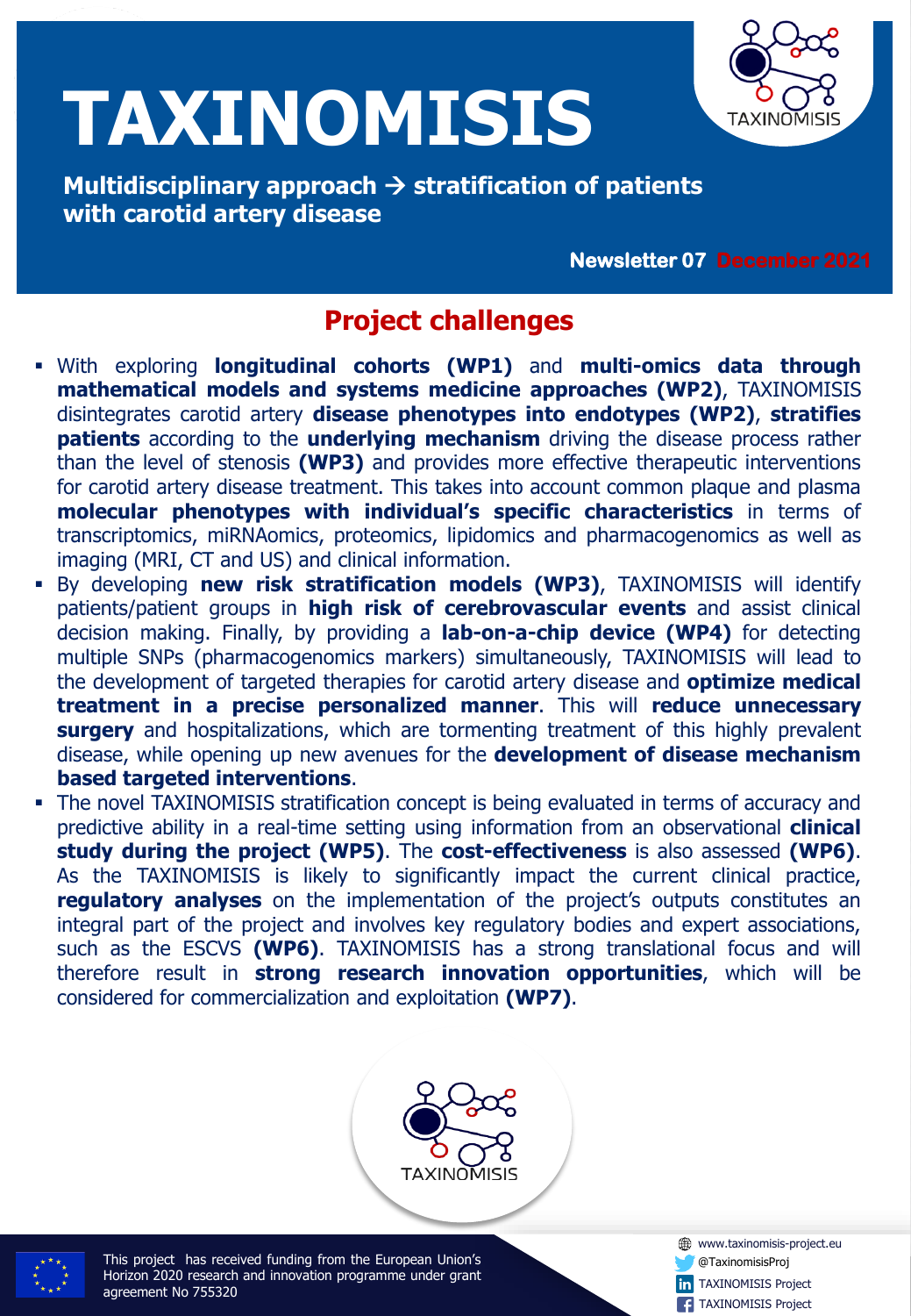# TAXINOMISIS

**Multidisciplinary approach → stratification of patients with carotid artery disease**

**Newsletter 07 December 2021**

## Project challenges

- With exploring **longitudinal cohorts (WP1)** and **multi-omics data through mathematical models and systems medicine approaches (WP2)**, TAXINOMISIS disintegrates carotid artery **disease phenotypes into endotypes (WP2)**, **stratifies patients** according to the **underlying mechanism** driving the disease process rather than the level of stenosis **(WP3)** and provides more effective therapeutic interventions for carotid artery disease treatment. This takes into account common plaque and plasma **molecular phenotypes with individual's specific characteristics** in terms of transcriptomics, miRNAomics, proteomics, lipidomics and pharmacogenomics as well as imaging (MRI, CT and US) and clinical information.
- By developing **new risk stratification models (WP3)**, TAXINOMISIS will identify patients/patient groups in **high risk of cerebrovascular events** and assist clinical decision making. Finally, by providing a **lab-on-a-chip device (WP4)** for detecting multiple SNPs (pharmacogenomics markers) simultaneously, TAXINOMISIS will lead to the development of targeted therapies for carotid artery disease and **optimize medical treatment in a precise personalized manner**. This will **reduce unnecessary surgery** and hospitalizations, which are tormenting treatment of this highly prevalent disease, while opening up new avenues for the **development of disease mechanism based targeted interventions**.
- The novel TAXINOMISIS stratification concept is being evaluated in terms of accuracy and predictive ability in a real-time setting using information from an observational **clinical study during the project (WP5)**. The **cost-effectiveness** is also assessed **(WP6)**. As the TAXINOMISIS is likely to significantly impact the current clinical practice, **regulatory analyses** on the implementation of the project's outputs constitutes an integral part of the project and involves key regulatory bodies and expert associations, such as the ESCVS **(WP6)**. TAXINOMISIS has a strong translational focus and will therefore result in **strong research innovation opportunities**, which will be considered for commercialization and exploitation **(WP7)**.

This project has received funding from the European Union's Horizon 2020 research and innovation programme under grant agreement No 755320

www.taxinomisis-project.eu
@TaxinomisisProj
TAXINOMISIS Project
TAXINOMISIS Project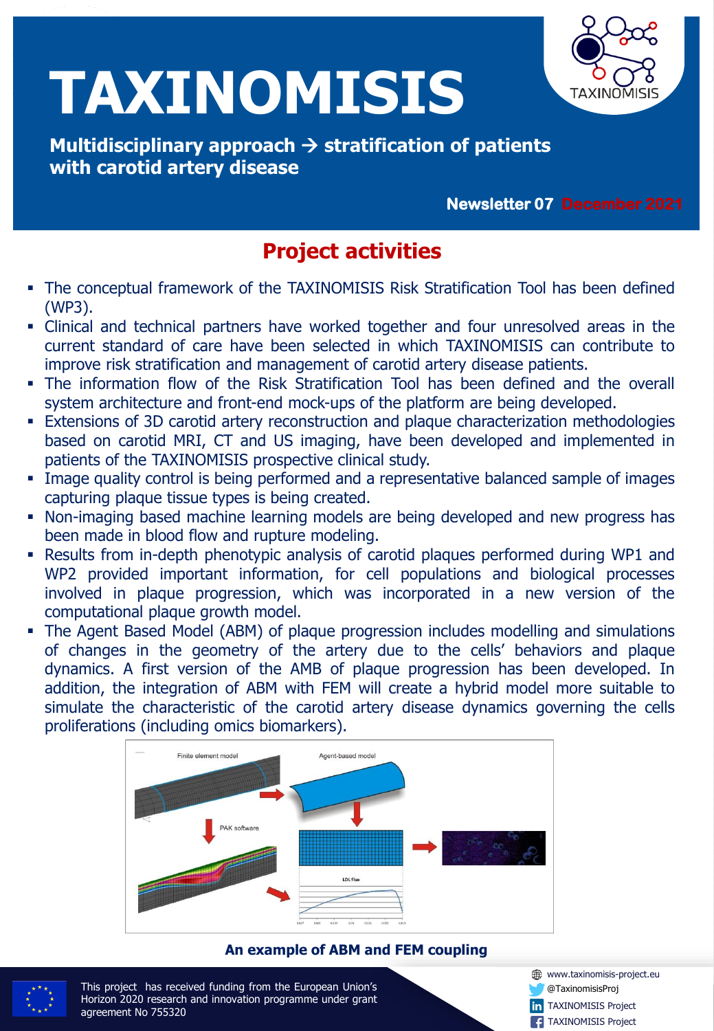# TAXINOMISIS

**Multidisciplinary approach → stratification of patients with carotid artery disease**

**Newsletter 07 December 2021**

## Project activities

- The conceptual framework of the TAXINOMISIS Risk Stratification Tool has been defined (WP3).
- Clinical and technical partners have worked together and four unresolved areas in the current standard of care have been selected in which TAXINOMISIS can contribute to improve risk stratification and management of carotid artery disease patients.
- The information flow of the Risk Stratification Tool has been defined and the overall system architecture and front-end mock-ups of the platform are being developed.
- Extensions of 3D carotid artery reconstruction and plaque characterization methodologies based on carotid MRI, CT and US imaging, have been developed and implemented in patients of the TAXINOMISIS prospective clinical study.
- Image quality control is being performed and a representative balanced sample of images capturing plaque tissue types is being created.
- Non-imaging based machine learning models are being developed and new progress has been made in blood flow and rupture modeling.
- Results from in-depth phenotypic analysis of carotid plaques performed during WP1 and WP2 provided important information, for cell populations and biological processes involved in plaque progression, which was incorporated in a new version of the computational plaque growth model.
- The Agent Based Model (ABM) of plaque progression includes modelling and simulations of changes in the geometry of the artery due to the cells' behaviors and plaque dynamics. A first version of the AMB of plaque progression has been developed. In addition, the integration of ABM with FEM will create a hybrid model more suitable to simulate the characteristic of the carotid artery disease dynamics governing the cells proliferations (including omics biomarkers).

**An example of ABM and FEM coupling**

This project has received funding from the European Union's Horizon 2020 research and innovation programme under grant agreement No 755320

www.taxinomisis-project.eu
@TaxinomisisProj
TAXINOMISIS Project
TAXINOMISIS Project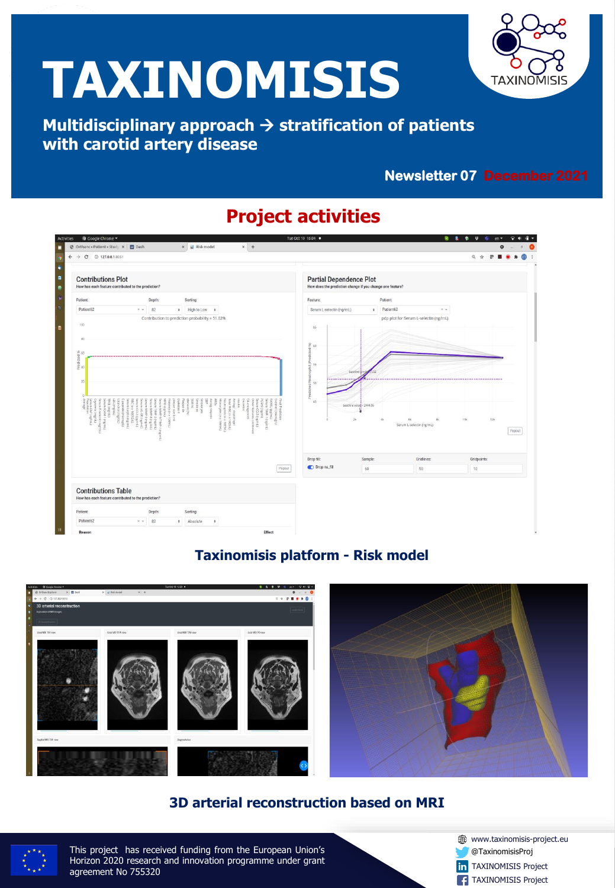# TAXINOMISIS

**Multidisciplinary approach → stratification of patients with carotid artery disease**

**Newsletter 07 December 2021**

## Project activities

**Taxinomisis platform - Risk model**

**3D arterial reconstruction based on MRI**

This project has received funding from the European Union's Horizon 2020 research and innovation programme under grant agreement No 755320

www.taxinomisis-project.eu
@TaxinomisisProj
TAXINOMISIS Project
TAXINOMISIS Project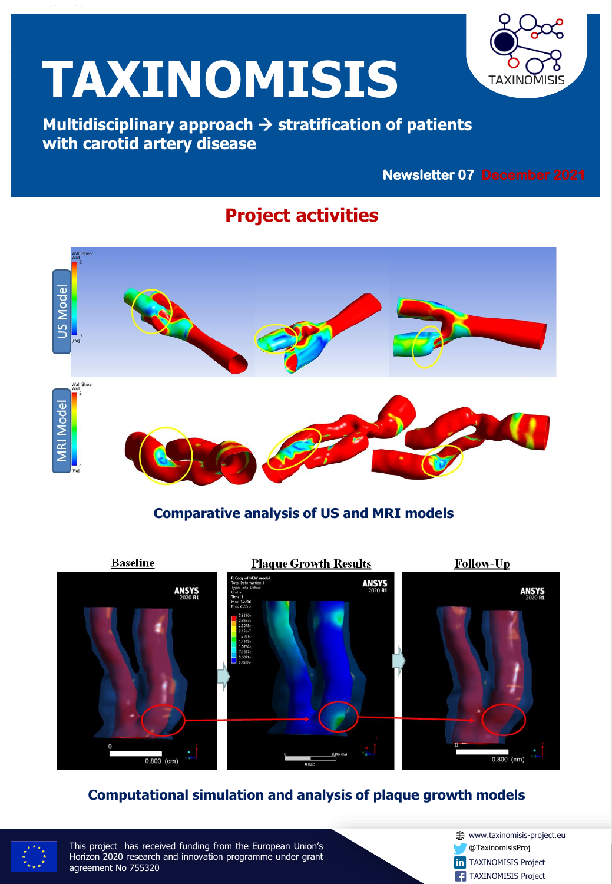# TAXINOMISIS

**Multidisciplinary approach → stratification of patients with carotid artery disease**

**Newsletter 07 December 2021**

## Project activities

**Comparative analysis of US and MRI models**

**Computational simulation and analysis of plaque growth models**

This project has received funding from the European Union's Horizon 2020 research and innovation programme under grant agreement No 755320

www.taxinomisis-project.eu

@TaxinomisisProj

TAXINOMISIS Project

TAXINOMISIS Project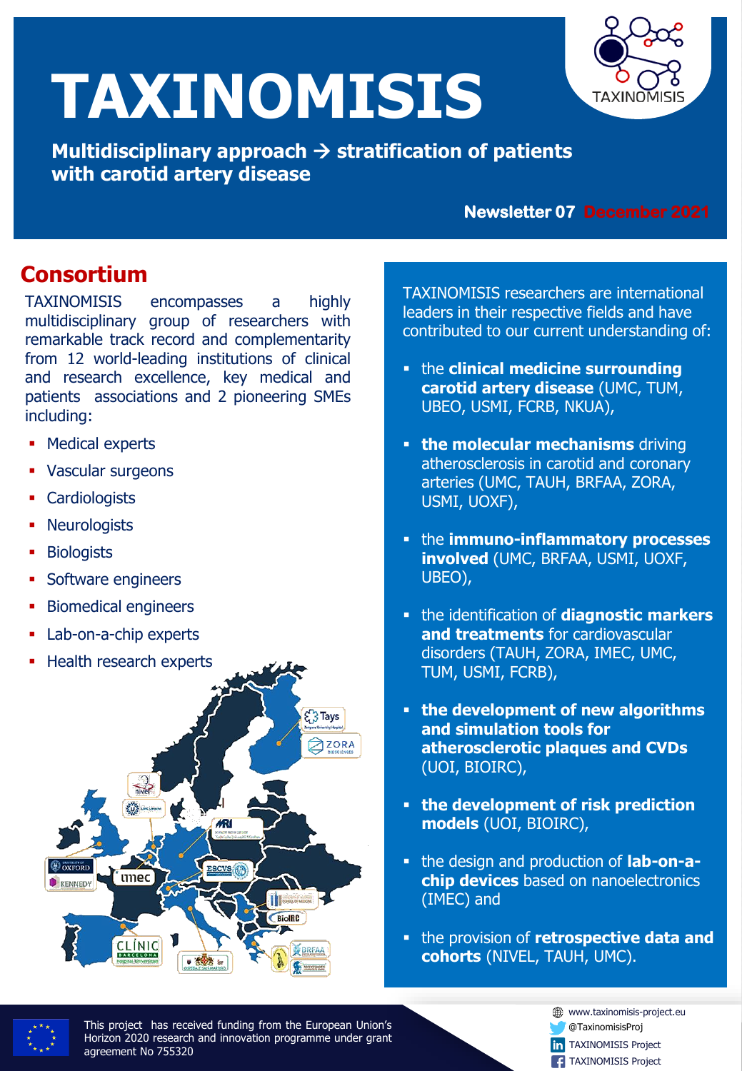# TAXINOMISIS

**Multidisciplinary approach → stratification of patients with carotid artery disease**

**Newsletter 07 December 2021**

## Consortium

TAXINOMISIS encompasses a highly multidisciplinary group of researchers with remarkable track record and complementarity from 12 world-leading institutions of clinical and research excellence, key medical and patients associations and 2 pioneering SMEs including:

- Medical experts
- Vascular surgeons
- Cardiologists
- Neurologists
- Biologists
- Software engineers
- Biomedical engineers
- Lab-on-a-chip experts
- Health research experts

TAXINOMISIS researchers are international leaders in their respective fields and have contributed to our current understanding of:

- the **clinical medicine surrounding carotid artery disease** (UMC, TUM, UBEO, USMI, FCRB, NKUA),
- **the molecular mechanisms** driving atherosclerosis in carotid and coronary arteries (UMC, TAUH, BRFAA, ZORA, USMI, UOXF),
- the **immuno-inflammatory processes involved** (UMC, BRFAA, USMI, UOXF, UBEO),
- the identification of **diagnostic markers and treatments** for cardiovascular disorders (TAUH, ZORA, IMEC, UMC, TUM, USMI, FCRB),
- **the development of new algorithms and simulation tools for atherosclerotic plaques and CVDs** (UOI, BIOIRC),
- **the development of risk prediction models** (UOI, BIOIRC),
- the design and production of **lab-on-a-chip devices** based on nanoelectronics (IMEC) and
- the provision of **retrospective data and cohorts** (NIVEL, TAUH, UMC).

This project has received funding from the European Union's Horizon 2020 research and innovation programme under grant agreement No 755320

www.taxinomisis-project.eu
@TaxinomisisProj
TAXINOMISIS Project
TAXINOMISIS Project